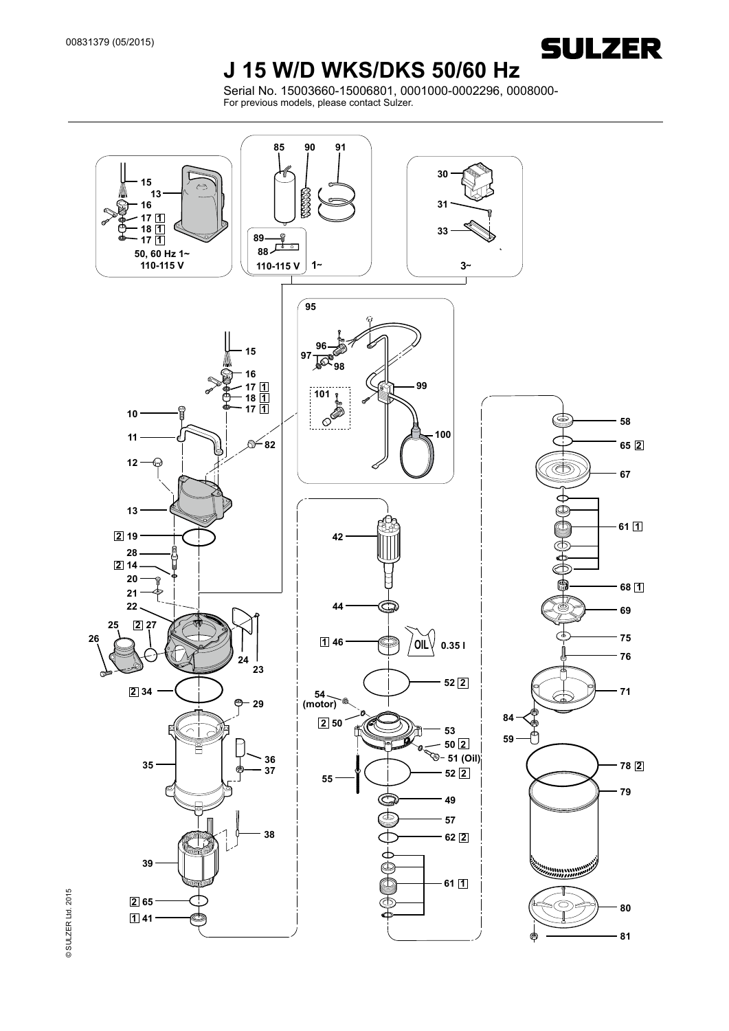00831379 (05/2015)

SULZER

# J 15 W/D WKS/DKS 50/60 Hz

Serial No. 15003660-15006801, 0001000-0002296, 0008000-
For previous models, please contact Sulzer.

15
13
16
17 1
18 1
17 1
50, 60 Hz 1~
110-115 V

85 90 91
89
88
110-115 V 1~

30
31
33
3~

95
96
97
98
99
101
100

15
16
17 1
18 1
17 1
10
11
82
12
13
2 19
28
2 14
20
21
22
25 2 27
26
24
23
2 34
29
35
36
37
38
39
2 65
1 41

42
44
1 46
OIL 0.35 l
52 2
54 (motor)
2 50
53
50 2
51 (Oil)
55
52 2
49
57
62 2
61 1

58
65 2
67
61 1
68 1
69
75
76
71
84
59
78 2
79
80
81

© SULZER Ltd. 2015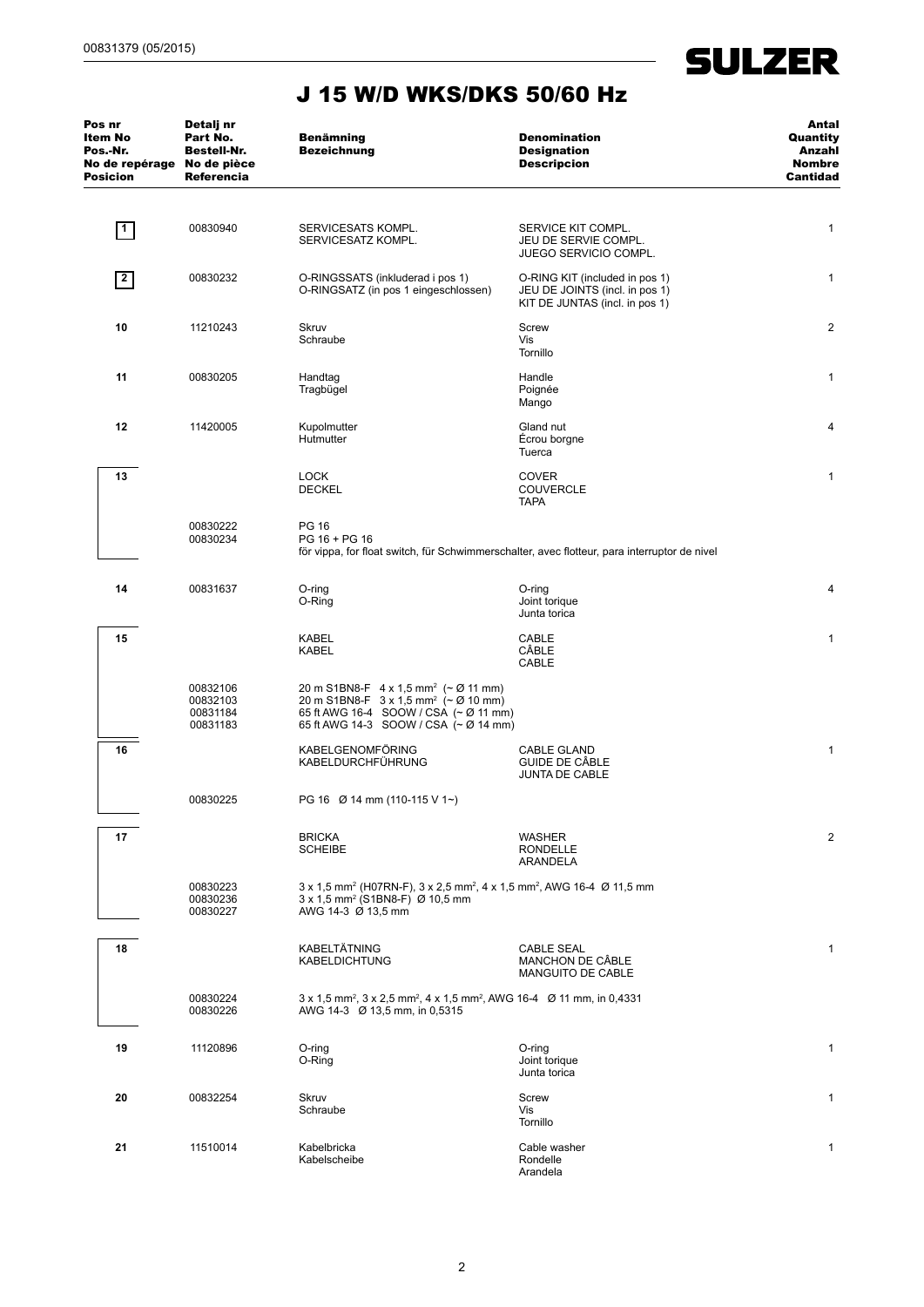# J 15 W/D WKS/DKS 50/60 Hz

| Pos nr<br>Item No<br>Pos.-Nr.<br>No de repérage<br>Posicion | Detalj nr<br>Part No.<br>Bestell-Nr.<br>No de pièce<br>Referencia | Benämning<br>Bezeichnung | Denomination<br>Designation<br>Descripcion | Antal<br>Quantity<br>Anzahl<br>Nombre<br>Cantidad |
|---|---|---|---|---|
| 1 | 00830940 | SERVICESATS KOMPL.<br>SERVICESATZ KOMPL. | SERVICE KIT COMPL.<br>JEU DE SERVIE COMPL.<br>JUEGO SERVICIO COMPL. | 1 |
| 2 | 00830232 | O-RINGSSATS (inkluderad i pos 1)<br>O-RINGSATZ (in pos 1 eingeschlossen) | O-RING KIT (included in pos 1)<br>JEU DE JOINTS (incl. in pos 1)<br>KIT DE JUNTAS (incl. in pos 1) | 1 |
| 10 | 11210243 | Skruv<br>Schraube | Screw<br>Vis<br>Tornillo | 2 |
| 11 | 00830205 | Handtag<br>Tragbügel | Handle<br>Poignée<br>Mango | 1 |
| 12 | 11420005 | Kupolmutter<br>Hutmutter | Gland nut<br>Écrou borgne<br>Tuerca | 4 |
| 13 | | LOCK<br>DECKEL | COVER<br>COUVERCLE<br>TAPA | 1 |
| | 00830222<br>00830234 | PG 16<br>PG 16 + PG 16<br>för vippa, for float switch, für Schwimmerschalter, avec flotteur, para interruptor de nivel | | |
| 14 | 00831637 | O-ring<br>O-Ring | O-ring<br>Joint torique<br>Junta torica | 4 |
| 15 | | KABEL<br>KABEL | CABLE<br>CÂBLE<br>CABLE | 1 |
| | 00832106<br>00832103<br>00831184<br>00831183 | 20 m S1BN8-F 4 x 1,5 mm² (~ Ø 11 mm)<br>20 m S1BN8-F 3 x 1,5 mm² (~ Ø 10 mm)<br>65 ft AWG 16-4 SOOW / CSA (~ Ø 11 mm)<br>65 ft AWG 14-3 SOOW / CSA (~ Ø 14 mm) | | |
| 16 | | KABELGENOMFÖRING<br>KABELDURCHFÜHRUNG | CABLE GLAND<br>GUIDE DE CÂBLE<br>JUNTA DE CABLE | 1 |
| | 00830225 | PG 16 Ø 14 mm (110-115 V 1~) | | |
| 17 | | BRICKA<br>SCHEIBE | WASHER<br>RONDELLE<br>ARANDELA | 2 |
| | 00830223<br>00830236<br>00830227 | 3 x 1,5 mm² (H07RN-F), 3 x 2,5 mm², 4 x 1,5 mm², AWG 16-4 Ø 11,5 mm<br>3 x 1,5 mm² (S1BN8-F) Ø 10,5 mm<br>AWG 14-3 Ø 13,5 mm | | |
| 18 | | KABELTÄTNING<br>KABELDICHTUNG | CABLE SEAL<br>MANCHON DE CÂBLE<br>MANGUITO DE CABLE | 1 |
| | 00830224<br>00830226 | 3 x 1,5 mm², 3 x 2,5 mm², 4 x 1,5 mm², AWG 16-4 Ø 11 mm, in 0,4331<br>AWG 14-3 Ø 13,5 mm, in 0,5315 | | |
| 19 | 11120896 | O-ring<br>O-Ring | O-ring<br>Joint torique<br>Junta torica | 1 |
| 20 | 00832254 | Skruv<br>Schraube | Screw<br>Vis<br>Tornillo | 1 |
| 21 | 11510014 | Kabelbricka<br>Kabelscheibe | Cable washer<br>Rondelle<br>Arandela | 1 |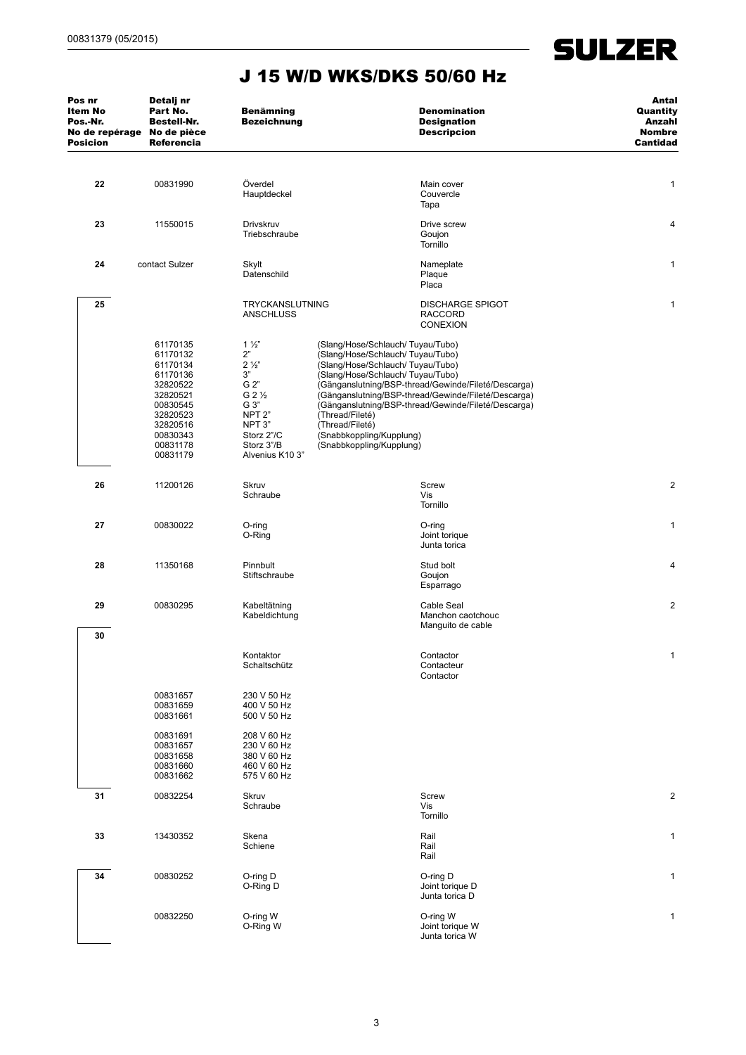# J 15 W/D WKS/DKS 50/60 Hz

| Pos nr<br>Item No<br>Pos.-Nr.<br>No de repérage<br>Posicion | Detalj nr<br>Part No.<br>Bestell-Nr.<br>No de pièce<br>Referencia | Benämning<br>Bezeichnung | Denomination<br>Designation<br>Descripcion | Antal<br>Quantity<br>Anzahl<br>Nombre<br>Cantidad |
|---|---|---|---|---|
| 22 | 00831990 | Överdel<br>Hauptdeckel | Main cover<br>Couvercle<br>Tapa | 1 |
| 23 | 11550015 | Drivskruv<br>Triebschraube | Drive screw<br>Goujon<br>Tornillo | 4 |
| 24 | contact Sulzer | Skylt<br>Datenschild | Nameplate<br>Plaque<br>Placa | 1 |
| 25 | | TRYCKANSLUTNING<br>ANSCHLUSS | DISCHARGE SPIGOT<br>RACCORD<br>CONEXION | 1 |
| | 61170135 | 1 ½" | (Slang/Hose/Schlauch/ Tuyau/Tubo) | |
| | 61170132 | 2" | (Slang/Hose/Schlauch/ Tuyau/Tubo) | |
| | 61170134 | 2 ½" | (Slang/Hose/Schlauch/ Tuyau/Tubo) | |
| | 61170136 | 3" | (Slang/Hose/Schlauch/ Tuyau/Tubo) | |
| | 32820522 | G 2" | (Gänganslutning/BSP-thread/Gewinde/Fileté/Descarga) | |
| | 32820521 | G 2 ½ | (Gänganslutning/BSP-thread/Gewinde/Fileté/Descarga) | |
| | 00830545 | G 3" | (Gänganslutning/BSP-thread/Gewinde/Fileté/Descarga) | |
| | 32820523 | NPT 2" | (Thread/Fileté) | |
| | 32820516 | NPT 3" | (Thread/Fileté) | |
| | 00830343 | Storz 2"/C | (Snabbkoppling/Kupplung) | |
| | 00831178 | Storz 3"/B | (Snabbkoppling/Kupplung) | |
| | 00831179 | Alvenius K10 3" | | |
| 26 | 11200126 | Skruv<br>Schraube | Screw<br>Vis<br>Tornillo | 2 |
| 27 | 00830022 | O-ring<br>O-Ring | O-ring<br>Joint torique<br>Junta torica | 1 |
| 28 | 11350168 | Pinnbult<br>Stiftschraube | Stud bolt<br>Goujon<br>Esparrago | 4 |
| 29 | 00830295 | Kabeltätning<br>Kabeldichtung | Cable Seal<br>Manchon caotchouc<br>Manguito de cable | 2 |
| 30 | | Kontaktor<br>Schaltschütz | Contactor<br>Contacteur<br>Contactor | 1 |
| | 00831657 | 230 V 50 Hz | | |
| | 00831659 | 400 V 50 Hz | | |
| | 00831661 | 500 V 50 Hz | | |
| | 00831691 | 208 V 60 Hz | | |
| | 00831657 | 230 V 60 Hz | | |
| | 00831658 | 380 V 60 Hz | | |
| | 00831660 | 460 V 60 Hz | | |
| | 00831662 | 575 V 60 Hz | | |
| 31 | 00832254 | Skruv<br>Schraube | Screw<br>Vis<br>Tornillo | 2 |
| 33 | 13430352 | Skena<br>Schiene | Rail<br>Rail<br>Rail | 1 |
| 34 | 00830252 | O-ring D<br>O-Ring D | O-ring D<br>Joint torique D<br>Junta torica D | 1 |
| | 00832250 | O-ring W<br>O-Ring W | O-ring W<br>Joint torique W<br>Junta torica W | 1 |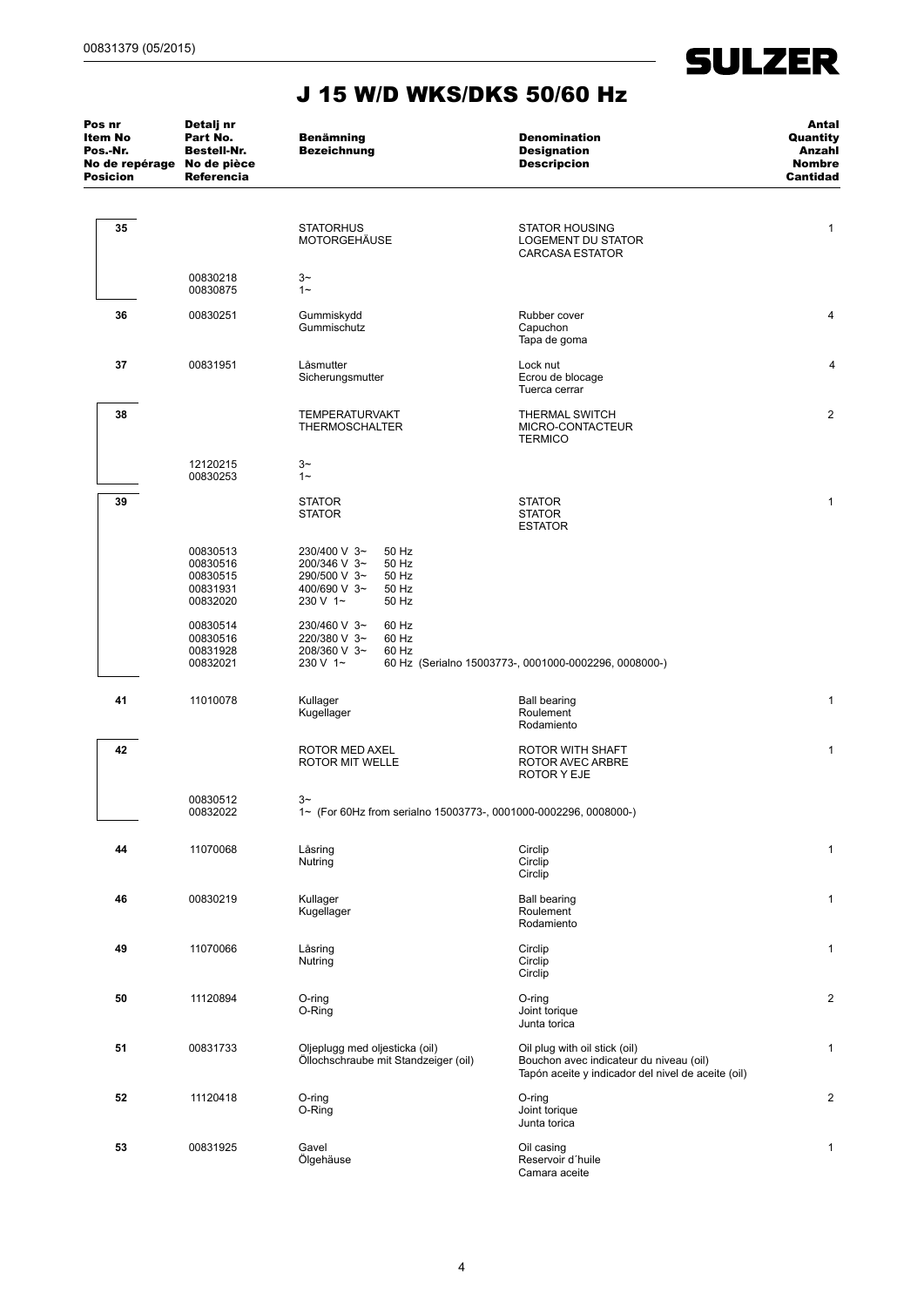# J 15 W/D WKS/DKS 50/60 Hz

| Pos nr<br>Item No<br>Pos.-Nr.<br>No de repérage<br>Posicion | Detalj nr<br>Part No.<br>Bestell-Nr.<br>No de pièce<br>Referencia | Benämning<br>Bezeichnung | Denomination<br>Designation<br>Descripcion | Antal<br>Quantity<br>Anzahl<br>Nombre<br>Cantidad |
|---|---|---|---|---|
| 35 | | STATORHUS<br>MOTORGEHÄUSE | STATOR HOUSING<br>LOGEMENT DU STATOR<br>CARCASA ESTATOR | 1 |
| | 00830218<br>00830875 | 3~<br>1~ | | |
| 36 | 00830251 | Gummiskydd<br>Gummischutz | Rubber cover<br>Capuchon<br>Tapa de goma | 4 |
| 37 | 00831951 | Låsmutter<br>Sicherungsmutter | Lock nut<br>Ecrou de blocage<br>Tuerca cerrar | 4 |
| 38 | | TEMPERATURVAKT<br>THERMOSCHALTER | THERMAL SWITCH<br>MICRO-CONTACTEUR<br>TERMICO | 2 |
| | 12120215<br>00830253 | 3~<br>1~ | | |
| 39 | | STATOR<br>STATOR | STATOR<br>STATOR<br>ESTATOR | 1 |
| | 00830513<br>00830516<br>00830515<br>00831931<br>00832020 | 230/400 V 3~ 50 Hz<br>200/346 V 3~ 50 Hz<br>290/500 V 3~ 50 Hz<br>400/690 V 3~ 50 Hz<br>230 V 1~ 50 Hz | | |
| | 00830514<br>00830516<br>00831928<br>00832021 | 230/460 V 3~ 60 Hz<br>220/380 V 3~ 60 Hz<br>208/360 V 3~ 60 Hz<br>230 V 1~ 60 Hz (Serialno 15003773-, 0001000-0002296, 0008000-) | | |
| 41 | 11010078 | Kullager<br>Kugellager | Ball bearing<br>Roulement<br>Rodamiento | 1 |
| 42 | | ROTOR MED AXEL<br>ROTOR MIT WELLE | ROTOR WITH SHAFT<br>ROTOR AVEC ARBRE<br>ROTOR Y EJE | 1 |
| | 00830512<br>00832022 | 3~<br>1~ (For 60Hz from serialno 15003773-, 0001000-0002296, 0008000-) | | |
| 44 | 11070068 | Låsring<br>Nutring | Circlip<br>Circlip<br>Circlip | 1 |
| 46 | 00830219 | Kullager<br>Kugellager | Ball bearing<br>Roulement<br>Rodamiento | 1 |
| 49 | 11070066 | Låsring<br>Nutring | Circlip<br>Circlip<br>Circlip | 1 |
| 50 | 11120894 | O-ring<br>O-Ring | O-ring<br>Joint torique<br>Junta torica | 2 |
| 51 | 00831733 | Oljeplugg med oljesticka (oil)<br>Öllochschraube mit Standzeiger (oil) | Oil plug with oil stick (oil)<br>Bouchon avec indicateur du niveau (oil)<br>Tapón aceite y indicador del nivel de aceite (oil) | 1 |
| 52 | 11120418 | O-ring<br>O-Ring | O-ring<br>Joint torique<br>Junta torica | 2 |
| 53 | 00831925 | Gavel<br>Ölgehäuse | Oil casing<br>Reservoir d´huile<br>Camara aceite | 1 |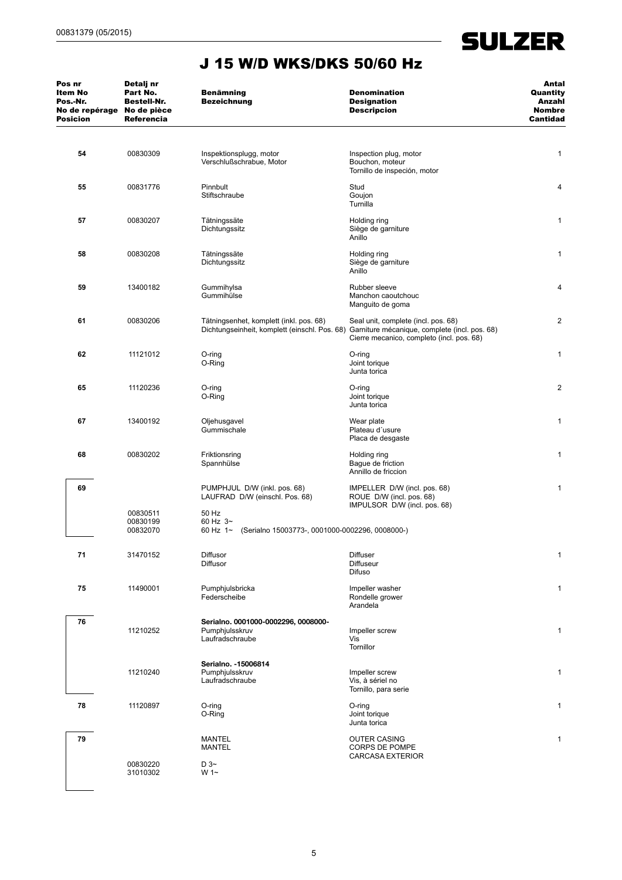# J 15 W/D WKS/DKS 50/60 Hz

| Pos nr<br>Item No<br>Pos.-Nr.<br>No de repérage<br>Posicion | Detalj nr<br>Part No.<br>Bestell-Nr.<br>No de pièce<br>Referencia | Benämning<br>Bezeichnung | Denomination<br>Designation<br>Descripcion | Antal<br>Quantity<br>Anzahl<br>Nombre<br>Cantidad |
|---|---|---|---|---|
| 54 | 00830309 | Inspektionsplugg, motor<br>Verschlußschrabue, Motor | Inspection plug, motor<br>Bouchon, moteur<br>Tornillo de inspeción, motor | 1 |
| 55 | 00831776 | Pinnbult<br>Stiftschraube | Stud<br>Goujon<br>Turnilla | 4 |
| 57 | 00830207 | Tätningssäte<br>Dichtungssitz | Holding ring<br>Siège de garniture<br>Anillo | 1 |
| 58 | 00830208 | Tätningssäte<br>Dichtungssitz | Holding ring<br>Siège de garniture<br>Anillo | 1 |
| 59 | 13400182 | Gummihylsa<br>Gummihülse | Rubber sleeve<br>Manchon caoutchouc<br>Manguito de goma | 4 |
| 61 | 00830206 | Tätningsenhet, komplett (inkl. pos. 68)<br>Dichtungseinheit, komplett (einschl. Pos. 68) | Seal unit, complete (incl. pos. 68)<br>Garniture mécanique, complete (incl. pos. 68)<br>Cierre mecanico, completo (incl. pos. 68) | 2 |
| 62 | 11121012 | O-ring<br>O-Ring | O-ring<br>Joint torique<br>Junta torica | 1 |
| 65 | 11120236 | O-ring<br>O-Ring | O-ring<br>Joint torique<br>Junta torica | 2 |
| 67 | 13400192 | Oljehusgavel<br>Gummischale | Wear plate<br>Plateau d´usure<br>Placa de desgaste | 1 |
| 68 | 00830202 | Friktionsring<br>Spannhülse | Holding ring<br>Bague de friction<br>Annillo de friccion | 1 |
| 69 | | PUMPHJUL D/W (inkl. pos. 68)<br>LAUFRAD D/W (einschl. Pos. 68) | IMPELLER D/W (incl. pos. 68)<br>ROUE D/W (incl. pos. 68)<br>IMPULSOR D/W (incl. pos. 68) | 1 |
| | 00830511 | 50 Hz | | |
| | 00830199 | 60 Hz 3~ | | |
| | 00832070 | 60 Hz 1~ (Serialno 15003773-, 0001000-0002296, 0008000-) | | |
| 71 | 31470152 | Diffusor<br>Diffusor | Diffuser<br>Diffuseur<br>Difuso | 1 |
| 75 | 11490001 | Pumphjulsbricka<br>Federscheibe | Impeller washer<br>Rondelle grower<br>Arandela | 1 |
| 76 | | **Serialno. 0001000-0002296, 0008000-** | | |
| | 11210252 | Pumphjulsskruv<br>Laufradschraube | Impeller screw<br>Vis<br>Tornillor | 1 |
| | | **Serialno. -15006814** | | |
| | 11210240 | Pumphjulsskruv<br>Laufradschraube | Impeller screw<br>Vis, à sériel no<br>Tornillo, para serie | 1 |
| 78 | 11120897 | O-ring<br>O-Ring | O-ring<br>Joint torique<br>Junta torica | 1 |
| 79 | | MANTEL<br>MANTEL | OUTER CASING<br>CORPS DE POMPE<br>CARCASA EXTERIOR | 1 |
| | 00830220 | D 3~ | | |
| | 31010302 | W 1~ | | |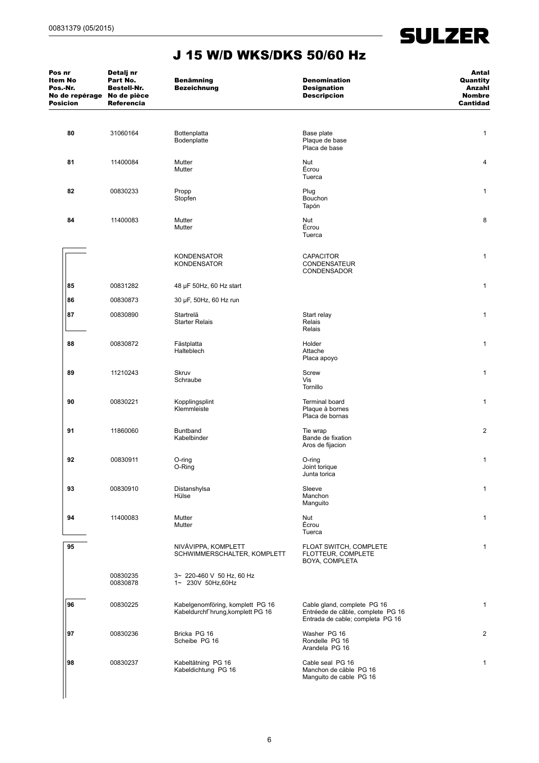# J 15 W/D WKS/DKS 50/60 Hz

| Pos nr<br>Item No<br>Pos.-Nr.<br>No de repérage<br>Posicion | Detalj nr<br>Part No.<br>Bestell-Nr.<br>No de pièce<br>Referencia | Benämning<br>Bezeichnung | Denomination<br>Designation<br>Descripcion | Antal<br>Quantity<br>Anzahl<br>Nombre<br>Cantidad |
|---|---|---|---|---|
| 80 | 31060164 | Bottenplatta<br>Bodenplatte | Base plate<br>Plaque de base<br>Placa de base | 1 |
| 81 | 11400084 | Mutter<br>Mutter | Nut<br>Écrou<br>Tuerca | 4 |
| 82 | 00830233 | Propp<br>Stopfen | Plug<br>Bouchon<br>Tapón | 1 |
| 84 | 11400083 | Mutter<br>Mutter | Nut<br>Écrou<br>Tuerca | 8 |
| | | KONDENSATOR<br>KONDENSATOR | CAPACITOR<br>CONDENSATEUR<br>CONDENSADOR | 1 |
| 85 | 00831282 | 48 µF 50Hz, 60 Hz start | | 1 |
| 86 | 00830873 | 30 µF, 50Hz, 60 Hz run | | |
| 87 | 00830890 | Startrelä<br>Starter Relais | Start relay<br>Relais<br>Relais | 1 |
| 88 | 00830872 | Fästplatta<br>Halteblech | Holder<br>Attache<br>Placa apoyo | 1 |
| 89 | 11210243 | Skruv<br>Schraube | Screw<br>Vis<br>Tornillo | 1 |
| 90 | 00830221 | Kopplingsplint<br>Klemmleiste | Terminal board<br>Plaque à bornes<br>Placa de bornas | 1 |
| 91 | 11860060 | Buntband<br>Kabelbinder | Tie wrap<br>Bande de fixation<br>Aros de fijacion | 2 |
| 92 | 00830911 | O-ring<br>O-Ring | O-ring<br>Joint torique<br>Junta torica | 1 |
| 93 | 00830910 | Distanshylsa<br>Hülse | Sleeve<br>Manchon<br>Manguito | 1 |
| 94 | 11400083 | Mutter<br>Mutter | Nut<br>Écrou<br>Tuerca | 1 |
| 95 | | NIVÅVIPPA, KOMPLETT<br>SCHWIMMERSCHALTER, KOMPLETT | FLOAT SWITCH, COMPLETE<br>FLOTTEUR, COMPLETE<br>BOYA, COMPLETA | 1 |
| | 00830235<br>00830878 | 3~ 220-460 V 50 Hz, 60 Hz<br>1~ 230V 50Hz,60Hz | | |
| 96 | 00830225 | Kabelgenomföring, komplett PG 16<br>Kabeldurchf¨hrung,komplett PG 16 | Cable gland, complete PG 16<br>Entréede de câble, complete PG 16<br>Entrada de cable; completa PG 16 | 1 |
| 97 | 00830236 | Bricka PG 16<br>Scheibe PG 16 | Washer PG 16<br>Rondelle PG 16<br>Arandela PG 16 | 2 |
| 98 | 00830237 | Kabeltätning PG 16<br>Kabeldichtung PG 16 | Cable seal PG 16<br>Manchon de câble PG 16<br>Manguito de cable PG 16 | 1 |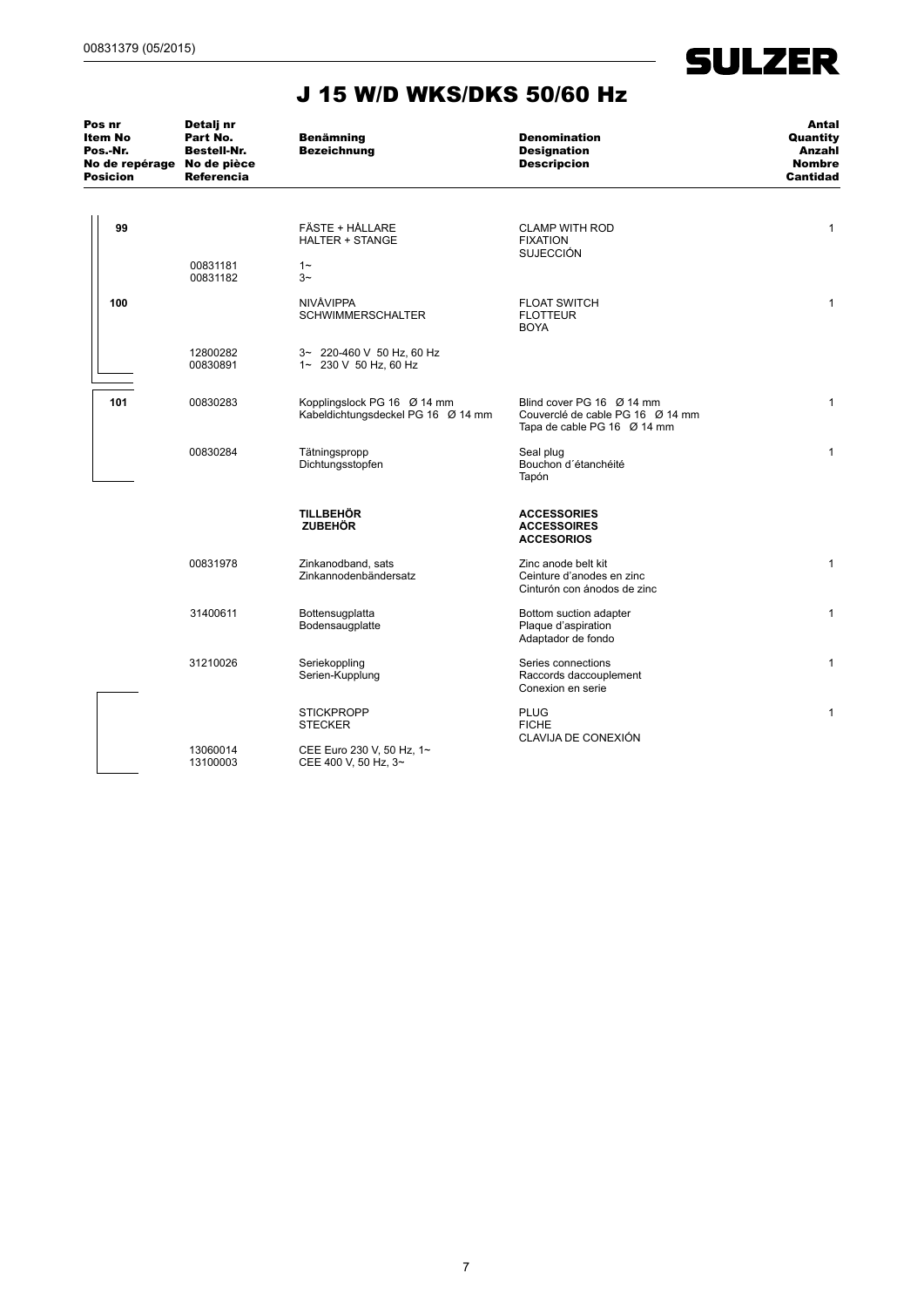# J 15 W/D WKS/DKS 50/60 Hz

| Pos nr<br>Item No<br>Pos.-Nr.<br>No de repérage<br>Posicion | Detalj nr<br>Part No.<br>Bestell-Nr.<br>No de pièce<br>Referencia | Benämning<br>Bezeichnung | Denomination<br>Designation<br>Descripcion | Antal<br>Quantity<br>Anzahl<br>Nombre<br>Cantidad |
|---|---|---|---|---|
| 99 | | FÄSTE + HÅLLARE<br>HALTER + STANGE | CLAMP WITH ROD<br>FIXATION<br>SUJECCIÓN | 1 |
| | 00831181<br>00831182 | 1~<br>3~ | | |
| 100 | | NIVÅVIPPA<br>SCHWIMMERSCHALTER | FLOAT SWITCH<br>FLOTTEUR<br>BOYA | 1 |
| | 12800282<br>00830891 | 3~ 220-460 V 50 Hz, 60 Hz<br>1~ 230 V 50 Hz, 60 Hz | | |
| 101 | 00830283 | Kopplingslock PG 16 Ø 14 mm<br>Kabeldichtungsdeckel PG 16 Ø 14 mm | Blind cover PG 16 Ø 14 mm<br>Couverclé de cable PG 16 Ø 14 mm<br>Tapa de cable PG 16 Ø 14 mm | 1 |
| | 00830284 | Tätningspropp<br>Dichtungsstopfen | Seal plug<br>Bouchon d´étanchéité<br>Tapón | 1 |
| | | **TILLBEHÖR**<br>**ZUBEHÖR** | **ACCESSORIES**<br>**ACCESSOIRES**<br>**ACCESORIOS** | |
| | 00831978 | Zinkanodband, sats<br>Zinkannodenbändersatz | Zinc anode belt kit<br>Ceinture d'anodes en zinc<br>Cinturón con ánodos de zinc | 1 |
| | 31400611 | Bottensugplatta<br>Bodensaugplatte | Bottom suction adapter<br>Plaque d'aspiration<br>Adaptador de fondo | 1 |
| | 31210026 | Seriekoppling<br>Serien-Kupplung | Series connections<br>Raccords daccouplement<br>Conexion en serie | 1 |
| | | STICKPROPP<br>STECKER | PLUG<br>FICHE<br>CLAVIJA DE CONEXIÓN | 1 |
| | 13060014<br>13100003 | CEE Euro 230 V, 50 Hz, 1~<br>CEE 400 V, 50 Hz, 3~ | | |